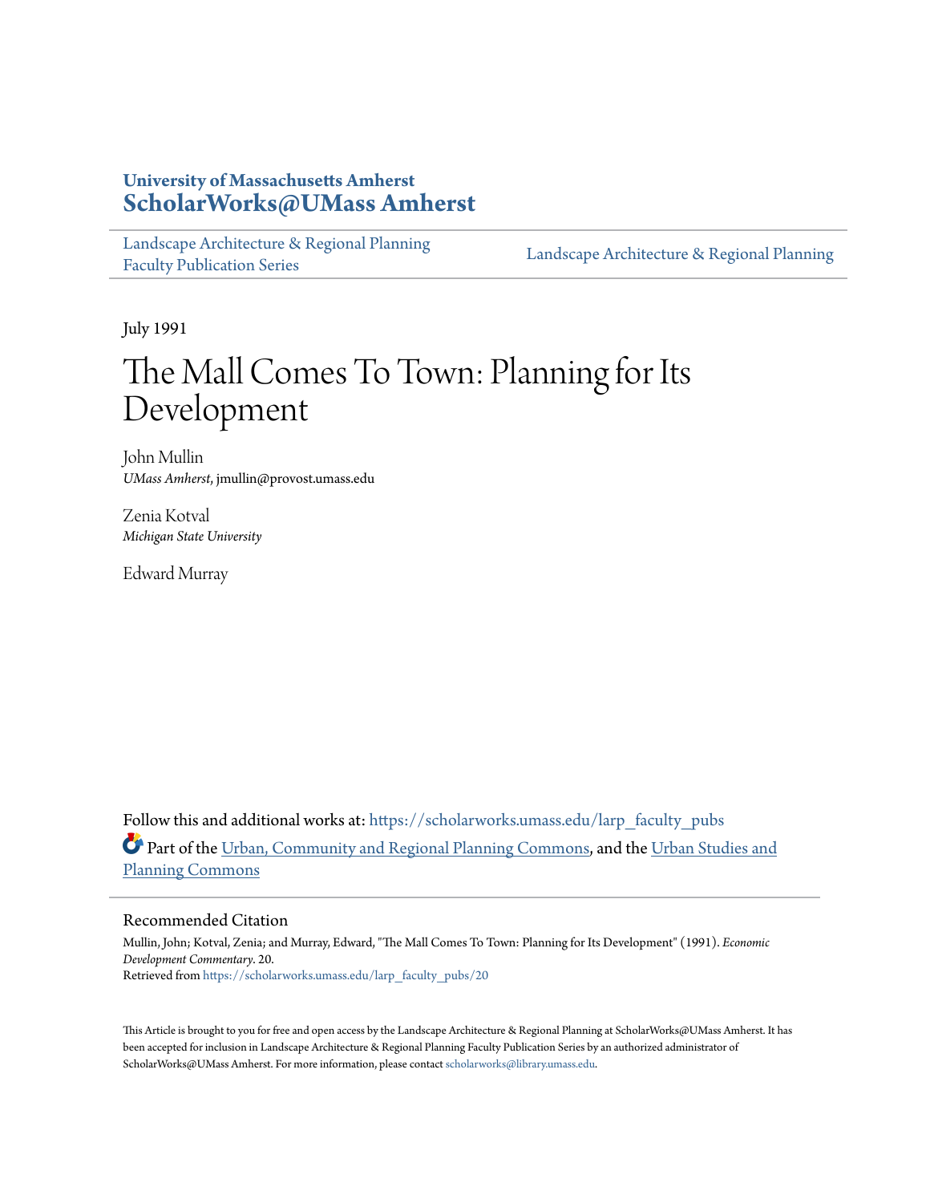University of Massachusetts Amherst
**ScholarWorks@UMass Amherst**

Landscape Architecture & Regional Planning Faculty Publication Series | Landscape Architecture & Regional Planning

July 1991

# The Mall Comes To Town: Planning for Its Development

John Mullin
*UMass Amherst*, jmullin@provost.umass.edu

Zenia Kotval
*Michigan State University*

Edward Murray

Follow this and additional works at: https://scholarworks.umass.edu/larp_faculty_pubs

Part of the Urban, Community and Regional Planning Commons, and the Urban Studies and Planning Commons

## Recommended Citation

Mullin, John; Kotval, Zenia; and Murray, Edward, "The Mall Comes To Town: Planning for Its Development" (1991). *Economic Development Commentary*. 20.
Retrieved from https://scholarworks.umass.edu/larp_faculty_pubs/20

This Article is brought to you for free and open access by the Landscape Architecture & Regional Planning at ScholarWorks@UMass Amherst. It has been accepted for inclusion in Landscape Architecture & Regional Planning Faculty Publication Series by an authorized administrator of ScholarWorks@UMass Amherst. For more information, please contact scholarworks@library.umass.edu.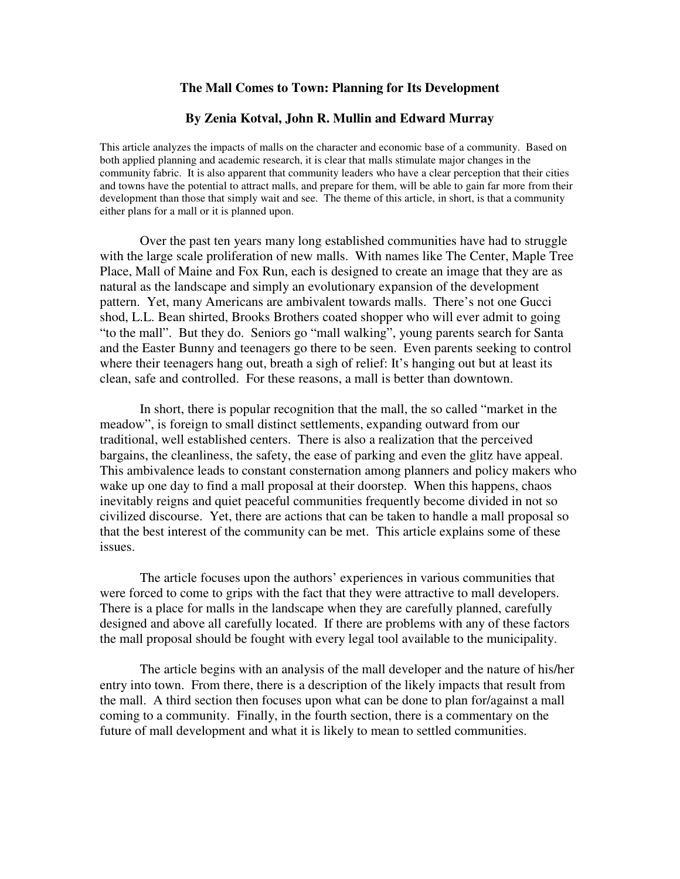# The Mall Comes to Town: Planning for Its Development

## By Zenia Kotval, John R. Mullin and Edward Murray

This article analyzes the impacts of malls on the character and economic base of a community. Based on both applied planning and academic research, it is clear that malls stimulate major changes in the community fabric. It is also apparent that community leaders who have a clear perception that their cities and towns have the potential to attract malls, and prepare for them, will be able to gain far more from their development than those that simply wait and see. The theme of this article, in short, is that a community either plans for a mall or it is planned upon.

Over the past ten years many long established communities have had to struggle with the large scale proliferation of new malls. With names like The Center, Maple Tree Place, Mall of Maine and Fox Run, each is designed to create an image that they are as natural as the landscape and simply an evolutionary expansion of the development pattern. Yet, many Americans are ambivalent towards malls. There's not one Gucci shod, L.L. Bean shirted, Brooks Brothers coated shopper who will ever admit to going "to the mall". But they do. Seniors go "mall walking", young parents search for Santa and the Easter Bunny and teenagers go there to be seen. Even parents seeking to control where their teenagers hang out, breath a sigh of relief: It's hanging out but at least its clean, safe and controlled. For these reasons, a mall is better than downtown.

In short, there is popular recognition that the mall, the so called "market in the meadow", is foreign to small distinct settlements, expanding outward from our traditional, well established centers. There is also a realization that the perceived bargains, the cleanliness, the safety, the ease of parking and even the glitz have appeal. This ambivalence leads to constant consternation among planners and policy makers who wake up one day to find a mall proposal at their doorstep. When this happens, chaos inevitably reigns and quiet peaceful communities frequently become divided in not so civilized discourse. Yet, there are actions that can be taken to handle a mall proposal so that the best interest of the community can be met. This article explains some of these issues.

The article focuses upon the authors' experiences in various communities that were forced to come to grips with the fact that they were attractive to mall developers. There is a place for malls in the landscape when they are carefully planned, carefully designed and above all carefully located. If there are problems with any of these factors the mall proposal should be fought with every legal tool available to the municipality.

The article begins with an analysis of the mall developer and the nature of his/her entry into town. From there, there is a description of the likely impacts that result from the mall. A third section then focuses upon what can be done to plan for/against a mall coming to a community. Finally, in the fourth section, there is a commentary on the future of mall development and what it is likely to mean to settled communities.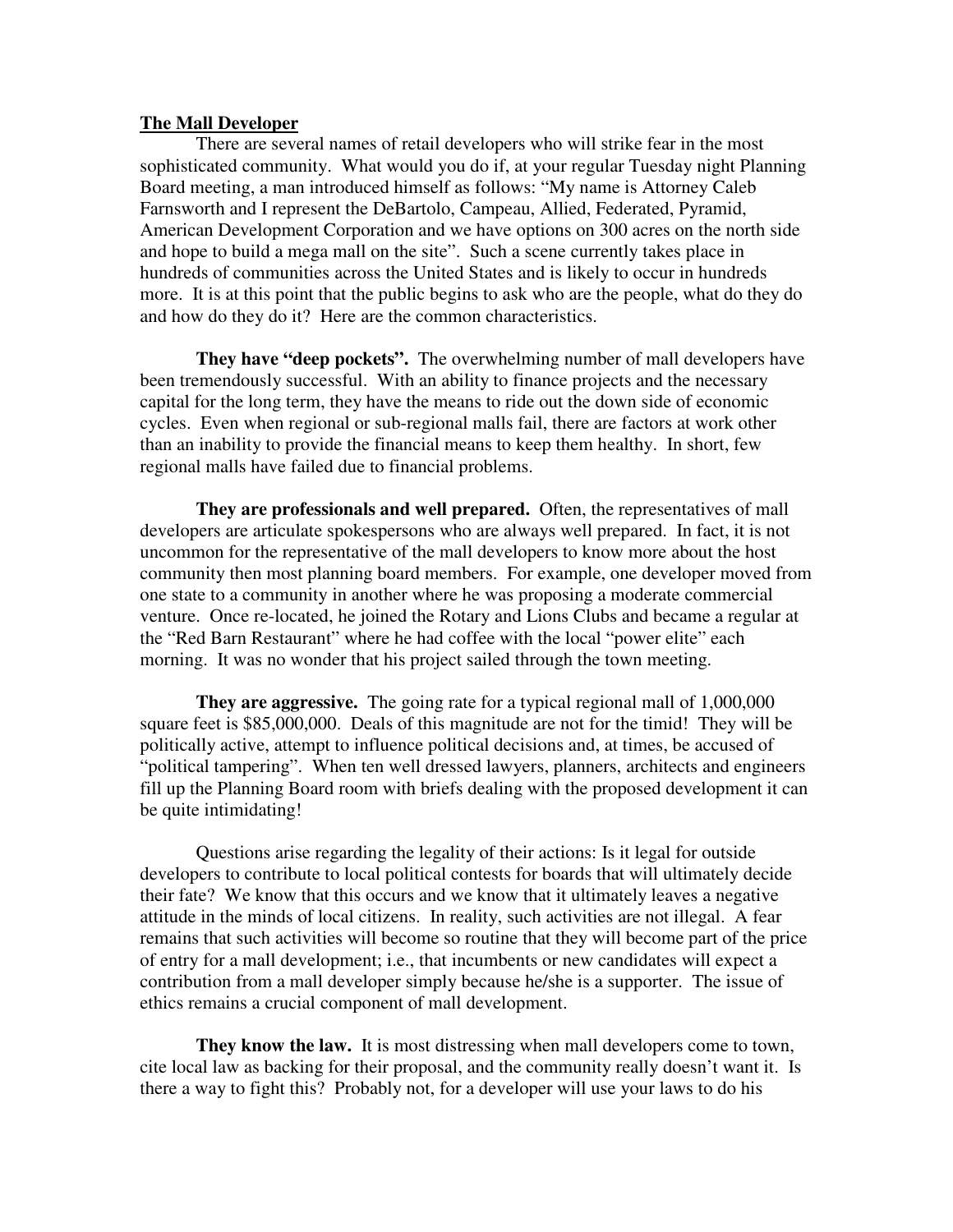**The Mall Developer**

There are several names of retail developers who will strike fear in the most sophisticated community. What would you do if, at your regular Tuesday night Planning Board meeting, a man introduced himself as follows: "My name is Attorney Caleb Farnsworth and I represent the DeBartolo, Campeau, Allied, Federated, Pyramid, American Development Corporation and we have options on 300 acres on the north side and hope to build a mega mall on the site". Such a scene currently takes place in hundreds of communities across the United States and is likely to occur in hundreds more. It is at this point that the public begins to ask who are the people, what do they do and how do they do it? Here are the common characteristics.

**They have "deep pockets".** The overwhelming number of mall developers have been tremendously successful. With an ability to finance projects and the necessary capital for the long term, they have the means to ride out the down side of economic cycles. Even when regional or sub-regional malls fail, there are factors at work other than an inability to provide the financial means to keep them healthy. In short, few regional malls have failed due to financial problems.

**They are professionals and well prepared.** Often, the representatives of mall developers are articulate spokespersons who are always well prepared. In fact, it is not uncommon for the representative of the mall developers to know more about the host community then most planning board members. For example, one developer moved from one state to a community in another where he was proposing a moderate commercial venture. Once re-located, he joined the Rotary and Lions Clubs and became a regular at the "Red Barn Restaurant" where he had coffee with the local "power elite" each morning. It was no wonder that his project sailed through the town meeting.

**They are aggressive.** The going rate for a typical regional mall of 1,000,000 square feet is $85,000,000. Deals of this magnitude are not for the timid! They will be politically active, attempt to influence political decisions and, at times, be accused of "political tampering". When ten well dressed lawyers, planners, architects and engineers fill up the Planning Board room with briefs dealing with the proposed development it can be quite intimidating!

Questions arise regarding the legality of their actions: Is it legal for outside developers to contribute to local political contests for boards that will ultimately decide their fate? We know that this occurs and we know that it ultimately leaves a negative attitude in the minds of local citizens. In reality, such activities are not illegal. A fear remains that such activities will become so routine that they will become part of the price of entry for a mall development; i.e., that incumbents or new candidates will expect a contribution from a mall developer simply because he/she is a supporter. The issue of ethics remains a crucial component of mall development.

**They know the law.** It is most distressing when mall developers come to town, cite local law as backing for their proposal, and the community really doesn't want it. Is there a way to fight this? Probably not, for a developer will use your laws to do his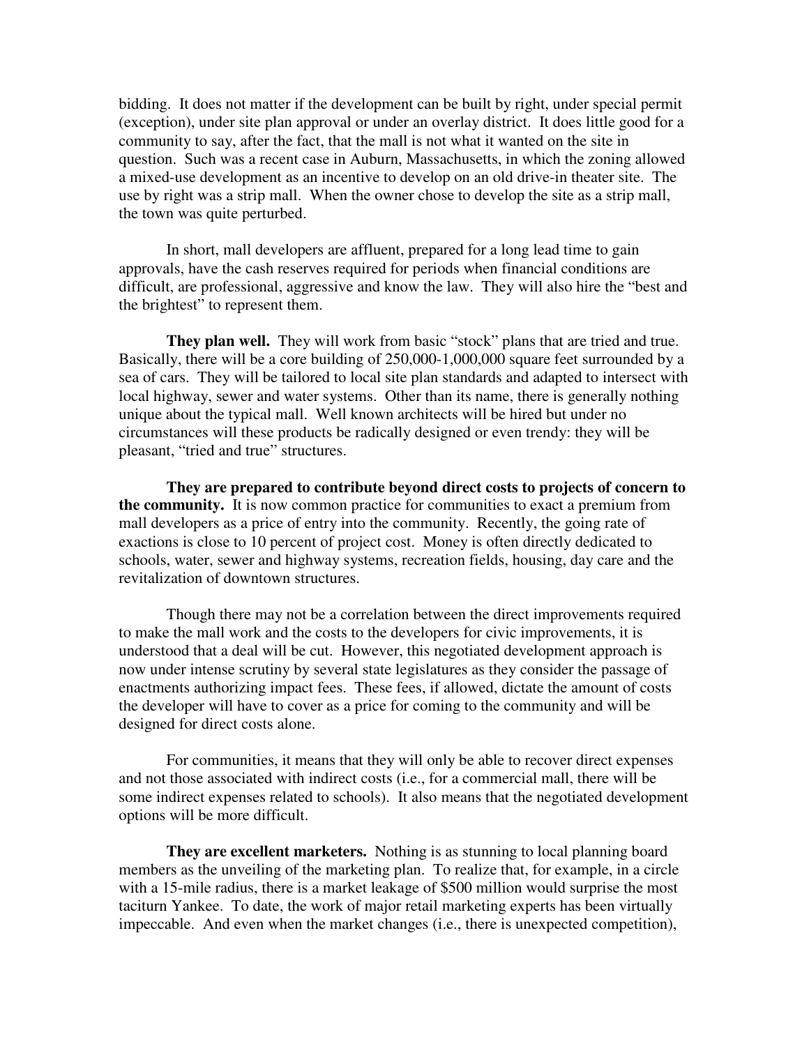bidding. It does not matter if the development can be built by right, under special permit (exception), under site plan approval or under an overlay district. It does little good for a community to say, after the fact, that the mall is not what it wanted on the site in question. Such was a recent case in Auburn, Massachusetts, in which the zoning allowed a mixed-use development as an incentive to develop on an old drive-in theater site. The use by right was a strip mall. When the owner chose to develop the site as a strip mall, the town was quite perturbed.

In short, mall developers are affluent, prepared for a long lead time to gain approvals, have the cash reserves required for periods when financial conditions are difficult, are professional, aggressive and know the law. They will also hire the "best and the brightest" to represent them.

**They plan well.** They will work from basic "stock" plans that are tried and true. Basically, there will be a core building of 250,000-1,000,000 square feet surrounded by a sea of cars. They will be tailored to local site plan standards and adapted to intersect with local highway, sewer and water systems. Other than its name, there is generally nothing unique about the typical mall. Well known architects will be hired but under no circumstances will these products be radically designed or even trendy: they will be pleasant, "tried and true" structures.

**They are prepared to contribute beyond direct costs to projects of concern to the community.** It is now common practice for communities to exact a premium from mall developers as a price of entry into the community. Recently, the going rate of exactions is close to 10 percent of project cost. Money is often directly dedicated to schools, water, sewer and highway systems, recreation fields, housing, day care and the revitalization of downtown structures.

Though there may not be a correlation between the direct improvements required to make the mall work and the costs to the developers for civic improvements, it is understood that a deal will be cut. However, this negotiated development approach is now under intense scrutiny by several state legislatures as they consider the passage of enactments authorizing impact fees. These fees, if allowed, dictate the amount of costs the developer will have to cover as a price for coming to the community and will be designed for direct costs alone.

For communities, it means that they will only be able to recover direct expenses and not those associated with indirect costs (i.e., for a commercial mall, there will be some indirect expenses related to schools). It also means that the negotiated development options will be more difficult.

**They are excellent marketers.** Nothing is as stunning to local planning board members as the unveiling of the marketing plan. To realize that, for example, in a circle with a 15-mile radius, there is a market leakage of $500 million would surprise the most taciturn Yankee. To date, the work of major retail marketing experts has been virtually impeccable. And even when the market changes (i.e., there is unexpected competition),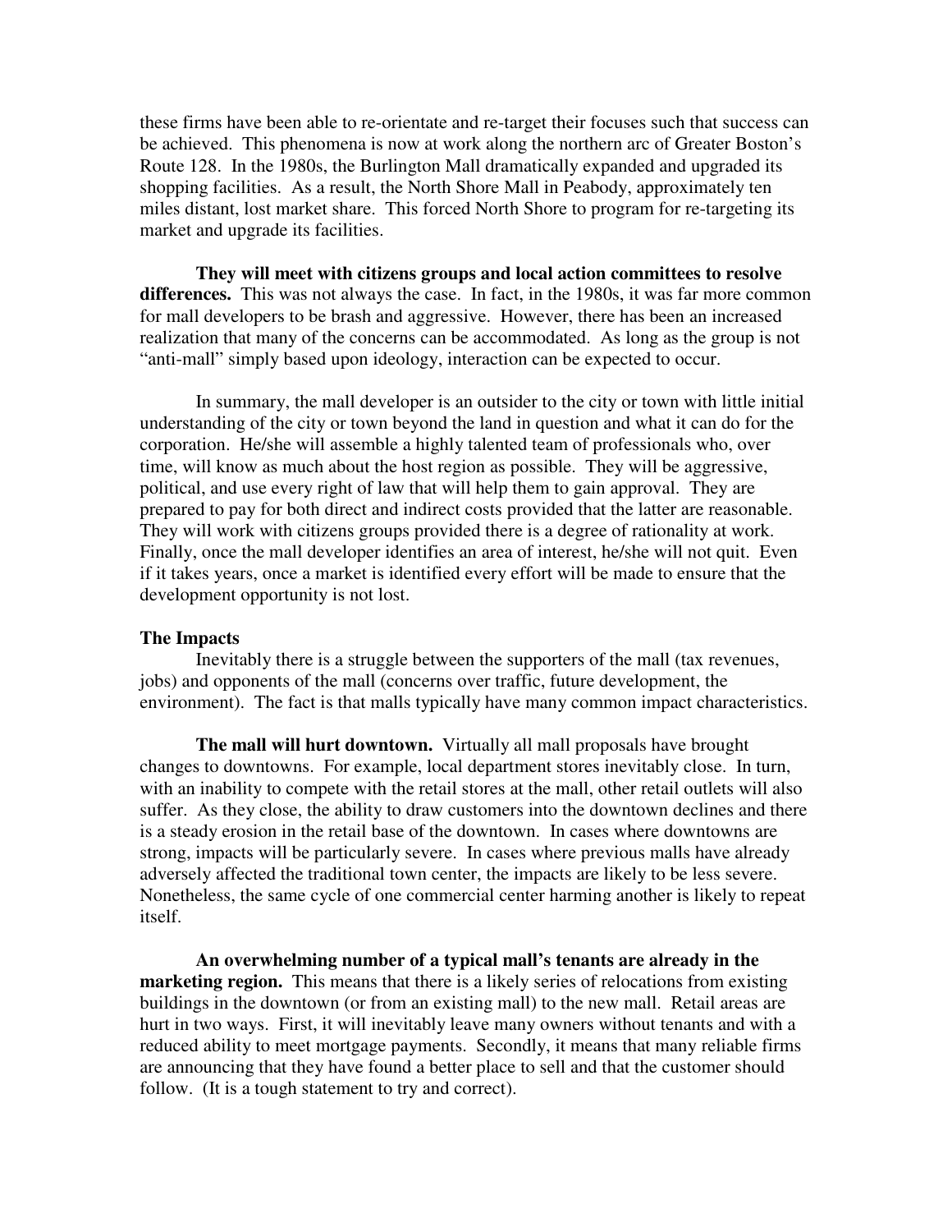these firms have been able to re-orientate and re-target their focuses such that success can be achieved. This phenomena is now at work along the northern arc of Greater Boston's Route 128. In the 1980s, the Burlington Mall dramatically expanded and upgraded its shopping facilities. As a result, the North Shore Mall in Peabody, approximately ten miles distant, lost market share. This forced North Shore to program for re-targeting its market and upgrade its facilities.

**They will meet with citizens groups and local action committees to resolve differences.** This was not always the case. In fact, in the 1980s, it was far more common for mall developers to be brash and aggressive. However, there has been an increased realization that many of the concerns can be accommodated. As long as the group is not "anti-mall" simply based upon ideology, interaction can be expected to occur.

In summary, the mall developer is an outsider to the city or town with little initial understanding of the city or town beyond the land in question and what it can do for the corporation. He/she will assemble a highly talented team of professionals who, over time, will know as much about the host region as possible. They will be aggressive, political, and use every right of law that will help them to gain approval. They are prepared to pay for both direct and indirect costs provided that the latter are reasonable. They will work with citizens groups provided there is a degree of rationality at work. Finally, once the mall developer identifies an area of interest, he/she will not quit. Even if it takes years, once a market is identified every effort will be made to ensure that the development opportunity is not lost.

### The Impacts

Inevitably there is a struggle between the supporters of the mall (tax revenues, jobs) and opponents of the mall (concerns over traffic, future development, the environment). The fact is that malls typically have many common impact characteristics.

**The mall will hurt downtown.** Virtually all mall proposals have brought changes to downtowns. For example, local department stores inevitably close. In turn, with an inability to compete with the retail stores at the mall, other retail outlets will also suffer. As they close, the ability to draw customers into the downtown declines and there is a steady erosion in the retail base of the downtown. In cases where downtowns are strong, impacts will be particularly severe. In cases where previous malls have already adversely affected the traditional town center, the impacts are likely to be less severe. Nonetheless, the same cycle of one commercial center harming another is likely to repeat itself.

**An overwhelming number of a typical mall's tenants are already in the marketing region.** This means that there is a likely series of relocations from existing buildings in the downtown (or from an existing mall) to the new mall. Retail areas are hurt in two ways. First, it will inevitably leave many owners without tenants and with a reduced ability to meet mortgage payments. Secondly, it means that many reliable firms are announcing that they have found a better place to sell and that the customer should follow. (It is a tough statement to try and correct).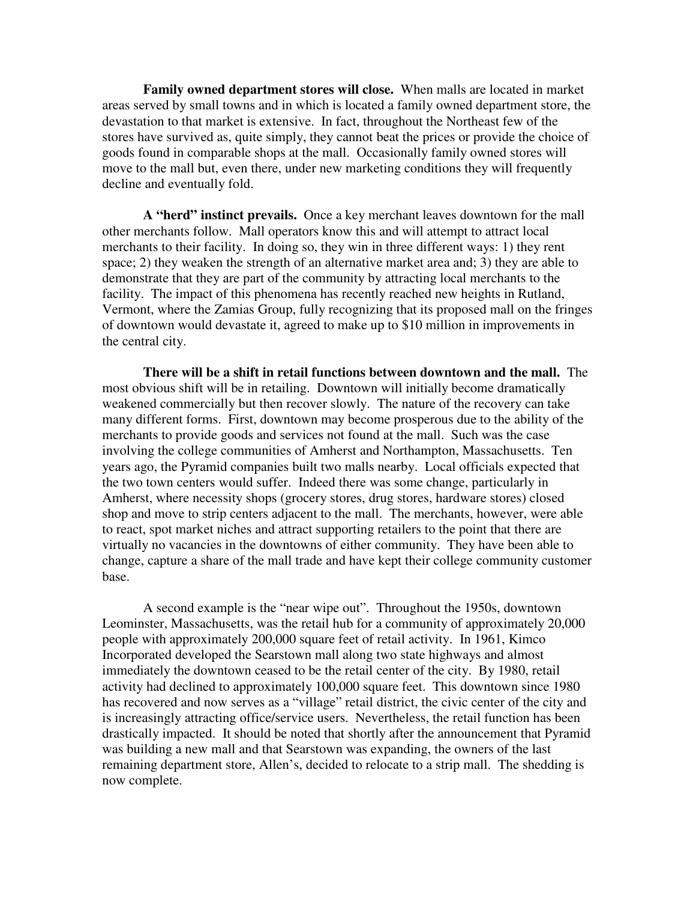**Family owned department stores will close.** When malls are located in market areas served by small towns and in which is located a family owned department store, the devastation to that market is extensive. In fact, throughout the Northeast few of the stores have survived as, quite simply, they cannot beat the prices or provide the choice of goods found in comparable shops at the mall. Occasionally family owned stores will move to the mall but, even there, under new marketing conditions they will frequently decline and eventually fold.

**A "herd" instinct prevails.** Once a key merchant leaves downtown for the mall other merchants follow. Mall operators know this and will attempt to attract local merchants to their facility. In doing so, they win in three different ways: 1) they rent space; 2) they weaken the strength of an alternative market area and; 3) they are able to demonstrate that they are part of the community by attracting local merchants to the facility. The impact of this phenomena has recently reached new heights in Rutland, Vermont, where the Zamias Group, fully recognizing that its proposed mall on the fringes of downtown would devastate it, agreed to make up to $10 million in improvements in the central city.

**There will be a shift in retail functions between downtown and the mall.** The most obvious shift will be in retailing. Downtown will initially become dramatically weakened commercially but then recover slowly. The nature of the recovery can take many different forms. First, downtown may become prosperous due to the ability of the merchants to provide goods and services not found at the mall. Such was the case involving the college communities of Amherst and Northampton, Massachusetts. Ten years ago, the Pyramid companies built two malls nearby. Local officials expected that the two town centers would suffer. Indeed there was some change, particularly in Amherst, where necessity shops (grocery stores, drug stores, hardware stores) closed shop and move to strip centers adjacent to the mall. The merchants, however, were able to react, spot market niches and attract supporting retailers to the point that there are virtually no vacancies in the downtowns of either community. They have been able to change, capture a share of the mall trade and have kept their college community customer base.

A second example is the "near wipe out". Throughout the 1950s, downtown Leominster, Massachusetts, was the retail hub for a community of approximately 20,000 people with approximately 200,000 square feet of retail activity. In 1961, Kimco Incorporated developed the Searstown mall along two state highways and almost immediately the downtown ceased to be the retail center of the city. By 1980, retail activity had declined to approximately 100,000 square feet. This downtown since 1980 has recovered and now serves as a "village" retail district, the civic center of the city and is increasingly attracting office/service users. Nevertheless, the retail function has been drastically impacted. It should be noted that shortly after the announcement that Pyramid was building a new mall and that Searstown was expanding, the owners of the last remaining department store, Allen's, decided to relocate to a strip mall. The shedding is now complete.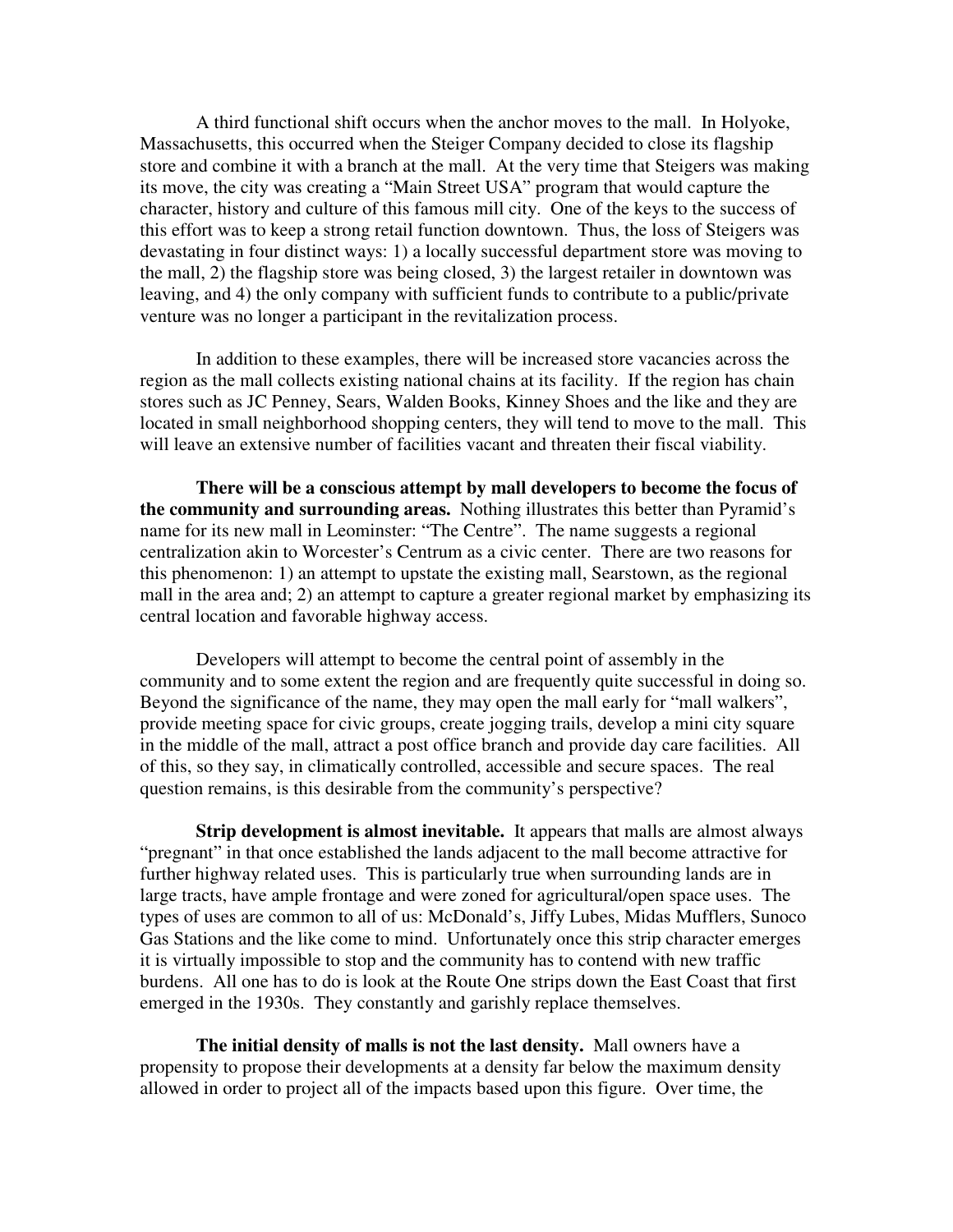A third functional shift occurs when the anchor moves to the mall. In Holyoke, Massachusetts, this occurred when the Steiger Company decided to close its flagship store and combine it with a branch at the mall. At the very time that Steigers was making its move, the city was creating a "Main Street USA" program that would capture the character, history and culture of this famous mill city. One of the keys to the success of this effort was to keep a strong retail function downtown. Thus, the loss of Steigers was devastating in four distinct ways: 1) a locally successful department store was moving to the mall, 2) the flagship store was being closed, 3) the largest retailer in downtown was leaving, and 4) the only company with sufficient funds to contribute to a public/private venture was no longer a participant in the revitalization process.

In addition to these examples, there will be increased store vacancies across the region as the mall collects existing national chains at its facility. If the region has chain stores such as JC Penney, Sears, Walden Books, Kinney Shoes and the like and they are located in small neighborhood shopping centers, they will tend to move to the mall. This will leave an extensive number of facilities vacant and threaten their fiscal viability.

**There will be a conscious attempt by mall developers to become the focus of the community and surrounding areas.** Nothing illustrates this better than Pyramid's name for its new mall in Leominster: "The Centre". The name suggests a regional centralization akin to Worcester's Centrum as a civic center. There are two reasons for this phenomenon: 1) an attempt to upstate the existing mall, Searstown, as the regional mall in the area and; 2) an attempt to capture a greater regional market by emphasizing its central location and favorable highway access.

Developers will attempt to become the central point of assembly in the community and to some extent the region and are frequently quite successful in doing so. Beyond the significance of the name, they may open the mall early for "mall walkers", provide meeting space for civic groups, create jogging trails, develop a mini city square in the middle of the mall, attract a post office branch and provide day care facilities. All of this, so they say, in climatically controlled, accessible and secure spaces. The real question remains, is this desirable from the community's perspective?

**Strip development is almost inevitable.** It appears that malls are almost always "pregnant" in that once established the lands adjacent to the mall become attractive for further highway related uses. This is particularly true when surrounding lands are in large tracts, have ample frontage and were zoned for agricultural/open space uses. The types of uses are common to all of us: McDonald's, Jiffy Lubes, Midas Mufflers, Sunoco Gas Stations and the like come to mind. Unfortunately once this strip character emerges it is virtually impossible to stop and the community has to contend with new traffic burdens. All one has to do is look at the Route One strips down the East Coast that first emerged in the 1930s. They constantly and garishly replace themselves.

**The initial density of malls is not the last density.** Mall owners have a propensity to propose their developments at a density far below the maximum density allowed in order to project all of the impacts based upon this figure. Over time, the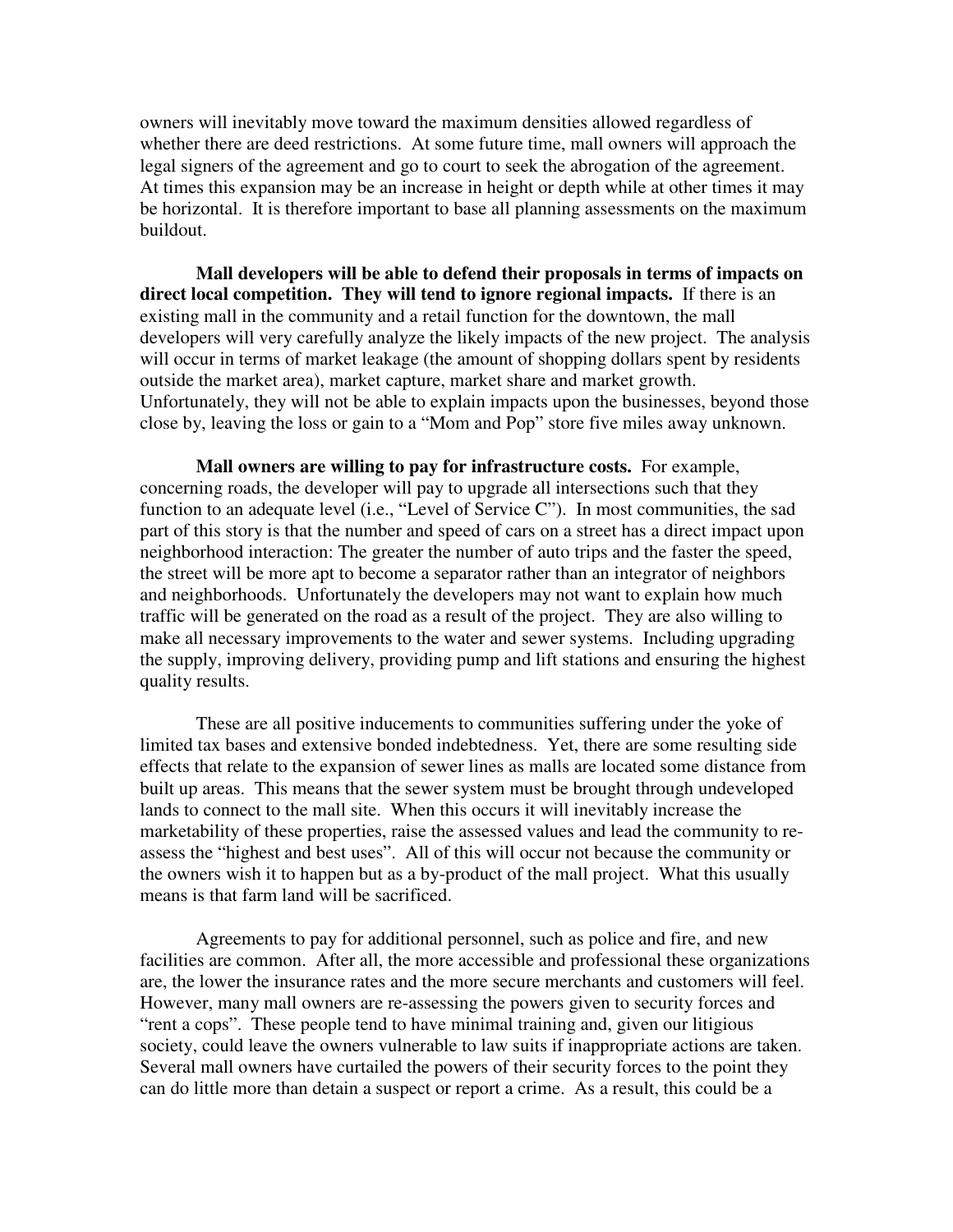owners will inevitably move toward the maximum densities allowed regardless of whether there are deed restrictions. At some future time, mall owners will approach the legal signers of the agreement and go to court to seek the abrogation of the agreement. At times this expansion may be an increase in height or depth while at other times it may be horizontal. It is therefore important to base all planning assessments on the maximum buildout.

**Mall developers will be able to defend their proposals in terms of impacts on direct local competition. They will tend to ignore regional impacts.** If there is an existing mall in the community and a retail function for the downtown, the mall developers will very carefully analyze the likely impacts of the new project. The analysis will occur in terms of market leakage (the amount of shopping dollars spent by residents outside the market area), market capture, market share and market growth. Unfortunately, they will not be able to explain impacts upon the businesses, beyond those close by, leaving the loss or gain to a "Mom and Pop" store five miles away unknown.

**Mall owners are willing to pay for infrastructure costs.** For example, concerning roads, the developer will pay to upgrade all intersections such that they function to an adequate level (i.e., "Level of Service C"). In most communities, the sad part of this story is that the number and speed of cars on a street has a direct impact upon neighborhood interaction: The greater the number of auto trips and the faster the speed, the street will be more apt to become a separator rather than an integrator of neighbors and neighborhoods. Unfortunately the developers may not want to explain how much traffic will be generated on the road as a result of the project. They are also willing to make all necessary improvements to the water and sewer systems. Including upgrading the supply, improving delivery, providing pump and lift stations and ensuring the highest quality results.

These are all positive inducements to communities suffering under the yoke of limited tax bases and extensive bonded indebtedness. Yet, there are some resulting side effects that relate to the expansion of sewer lines as malls are located some distance from built up areas. This means that the sewer system must be brought through undeveloped lands to connect to the mall site. When this occurs it will inevitably increase the marketability of these properties, raise the assessed values and lead the community to re-assess the "highest and best uses". All of this will occur not because the community or the owners wish it to happen but as a by-product of the mall project. What this usually means is that farm land will be sacrificed.

Agreements to pay for additional personnel, such as police and fire, and new facilities are common. After all, the more accessible and professional these organizations are, the lower the insurance rates and the more secure merchants and customers will feel. However, many mall owners are re-assessing the powers given to security forces and "rent a cops". These people tend to have minimal training and, given our litigious society, could leave the owners vulnerable to law suits if inappropriate actions are taken. Several mall owners have curtailed the powers of their security forces to the point they can do little more than detain a suspect or report a crime. As a result, this could be a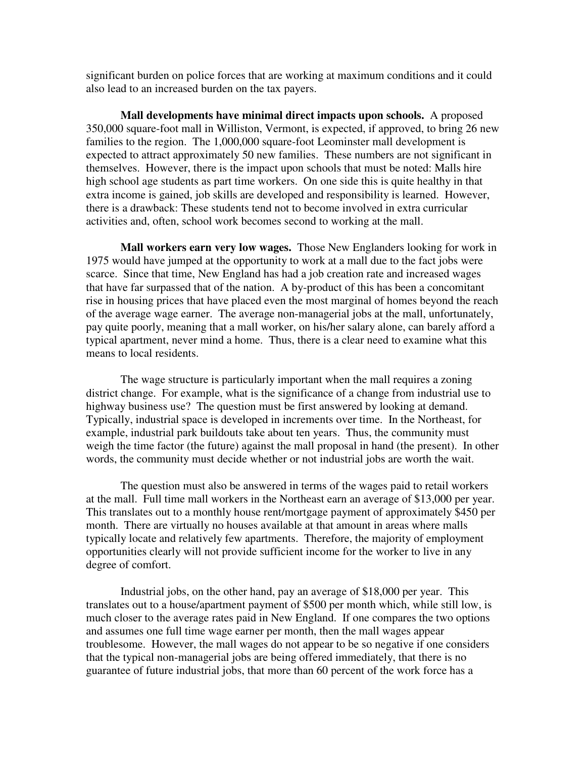significant burden on police forces that are working at maximum conditions and it could also lead to an increased burden on the tax payers.

**Mall developments have minimal direct impacts upon schools.** A proposed 350,000 square-foot mall in Williston, Vermont, is expected, if approved, to bring 26 new families to the region. The 1,000,000 square-foot Leominster mall development is expected to attract approximately 50 new families. These numbers are not significant in themselves. However, there is the impact upon schools that must be noted: Malls hire high school age students as part time workers. On one side this is quite healthy in that extra income is gained, job skills are developed and responsibility is learned. However, there is a drawback: These students tend not to become involved in extra curricular activities and, often, school work becomes second to working at the mall.

**Mall workers earn very low wages.** Those New Englanders looking for work in 1975 would have jumped at the opportunity to work at a mall due to the fact jobs were scarce. Since that time, New England has had a job creation rate and increased wages that have far surpassed that of the nation. A by-product of this has been a concomitant rise in housing prices that have placed even the most marginal of homes beyond the reach of the average wage earner. The average non-managerial jobs at the mall, unfortunately, pay quite poorly, meaning that a mall worker, on his/her salary alone, can barely afford a typical apartment, never mind a home. Thus, there is a clear need to examine what this means to local residents.

The wage structure is particularly important when the mall requires a zoning district change. For example, what is the significance of a change from industrial use to highway business use? The question must be first answered by looking at demand. Typically, industrial space is developed in increments over time. In the Northeast, for example, industrial park buildouts take about ten years. Thus, the community must weigh the time factor (the future) against the mall proposal in hand (the present). In other words, the community must decide whether or not industrial jobs are worth the wait.

The question must also be answered in terms of the wages paid to retail workers at the mall. Full time mall workers in the Northeast earn an average of $13,000 per year. This translates out to a monthly house rent/mortgage payment of approximately $450 per month. There are virtually no houses available at that amount in areas where malls typically locate and relatively few apartments. Therefore, the majority of employment opportunities clearly will not provide sufficient income for the worker to live in any degree of comfort.

Industrial jobs, on the other hand, pay an average of $18,000 per year. This translates out to a house/apartment payment of $500 per month which, while still low, is much closer to the average rates paid in New England. If one compares the two options and assumes one full time wage earner per month, then the mall wages appear troublesome. However, the mall wages do not appear to be so negative if one considers that the typical non-managerial jobs are being offered immediately, that there is no guarantee of future industrial jobs, that more than 60 percent of the work force has a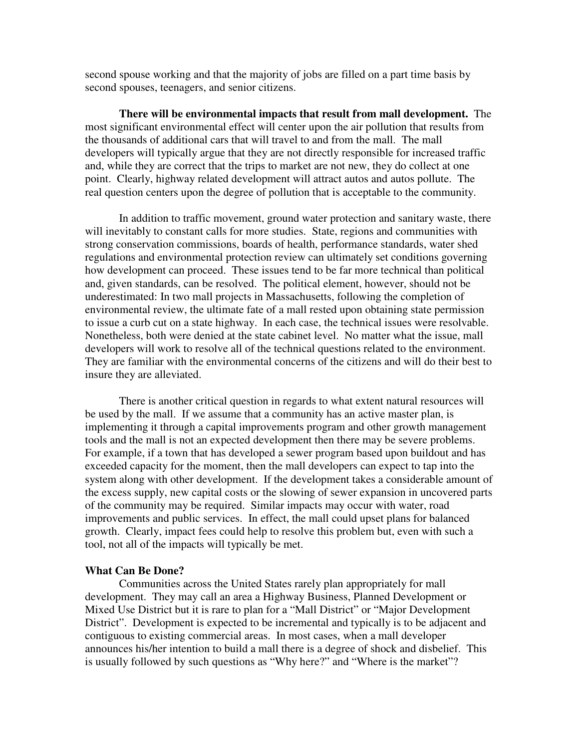second spouse working and that the majority of jobs are filled on a part time basis by second spouses, teenagers, and senior citizens.

**There will be environmental impacts that result from mall development.** The most significant environmental effect will center upon the air pollution that results from the thousands of additional cars that will travel to and from the mall. The mall developers will typically argue that they are not directly responsible for increased traffic and, while they are correct that the trips to market are not new, they do collect at one point. Clearly, highway related development will attract autos and autos pollute. The real question centers upon the degree of pollution that is acceptable to the community.

In addition to traffic movement, ground water protection and sanitary waste, there will inevitably to constant calls for more studies. State, regions and communities with strong conservation commissions, boards of health, performance standards, water shed regulations and environmental protection review can ultimately set conditions governing how development can proceed. These issues tend to be far more technical than political and, given standards, can be resolved. The political element, however, should not be underestimated: In two mall projects in Massachusetts, following the completion of environmental review, the ultimate fate of a mall rested upon obtaining state permission to issue a curb cut on a state highway. In each case, the technical issues were resolvable. Nonetheless, both were denied at the state cabinet level. No matter what the issue, mall developers will work to resolve all of the technical questions related to the environment. They are familiar with the environmental concerns of the citizens and will do their best to insure they are alleviated.

There is another critical question in regards to what extent natural resources will be used by the mall. If we assume that a community has an active master plan, is implementing it through a capital improvements program and other growth management tools and the mall is not an expected development then there may be severe problems. For example, if a town that has developed a sewer program based upon buildout and has exceeded capacity for the moment, then the mall developers can expect to tap into the system along with other development. If the development takes a considerable amount of the excess supply, new capital costs or the slowing of sewer expansion in uncovered parts of the community may be required. Similar impacts may occur with water, road improvements and public services. In effect, the mall could upset plans for balanced growth. Clearly, impact fees could help to resolve this problem but, even with such a tool, not all of the impacts will typically be met.

**What Can Be Done?**

Communities across the United States rarely plan appropriately for mall development. They may call an area a Highway Business, Planned Development or Mixed Use District but it is rare to plan for a "Mall District" or "Major Development District". Development is expected to be incremental and typically is to be adjacent and contiguous to existing commercial areas. In most cases, when a mall developer announces his/her intention to build a mall there is a degree of shock and disbelief. This is usually followed by such questions as "Why here?" and "Where is the market"?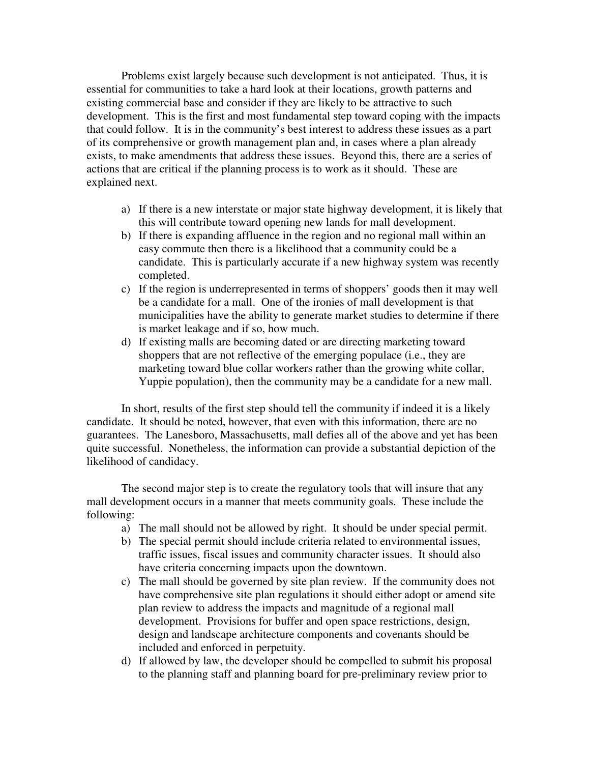Problems exist largely because such development is not anticipated. Thus, it is essential for communities to take a hard look at their locations, growth patterns and existing commercial base and consider if they are likely to be attractive to such development. This is the first and most fundamental step toward coping with the impacts that could follow. It is in the community's best interest to address these issues as a part of its comprehensive or growth management plan and, in cases where a plan already exists, to make amendments that address these issues. Beyond this, there are a series of actions that are critical if the planning process is to work as it should. These are explained next.

a) If there is a new interstate or major state highway development, it is likely that this will contribute toward opening new lands for mall development.
b) If there is expanding affluence in the region and no regional mall within an easy commute then there is a likelihood that a community could be a candidate. This is particularly accurate if a new highway system was recently completed.
c) If the region is underrepresented in terms of shoppers' goods then it may well be a candidate for a mall. One of the ironies of mall development is that municipalities have the ability to generate market studies to determine if there is market leakage and if so, how much.
d) If existing malls are becoming dated or are directing marketing toward shoppers that are not reflective of the emerging populace (i.e., they are marketing toward blue collar workers rather than the growing white collar, Yuppie population), then the community may be a candidate for a new mall.

In short, results of the first step should tell the community if indeed it is a likely candidate. It should be noted, however, that even with this information, there are no guarantees. The Lanesboro, Massachusetts, mall defies all of the above and yet has been quite successful. Nonetheless, the information can provide a substantial depiction of the likelihood of candidacy.

The second major step is to create the regulatory tools that will insure that any mall development occurs in a manner that meets community goals. These include the following:

a) The mall should not be allowed by right. It should be under special permit.
b) The special permit should include criteria related to environmental issues, traffic issues, fiscal issues and community character issues. It should also have criteria concerning impacts upon the downtown.
c) The mall should be governed by site plan review. If the community does not have comprehensive site plan regulations it should either adopt or amend site plan review to address the impacts and magnitude of a regional mall development. Provisions for buffer and open space restrictions, design, design and landscape architecture components and covenants should be included and enforced in perpetuity.
d) If allowed by law, the developer should be compelled to submit his proposal to the planning staff and planning board for pre-preliminary review prior to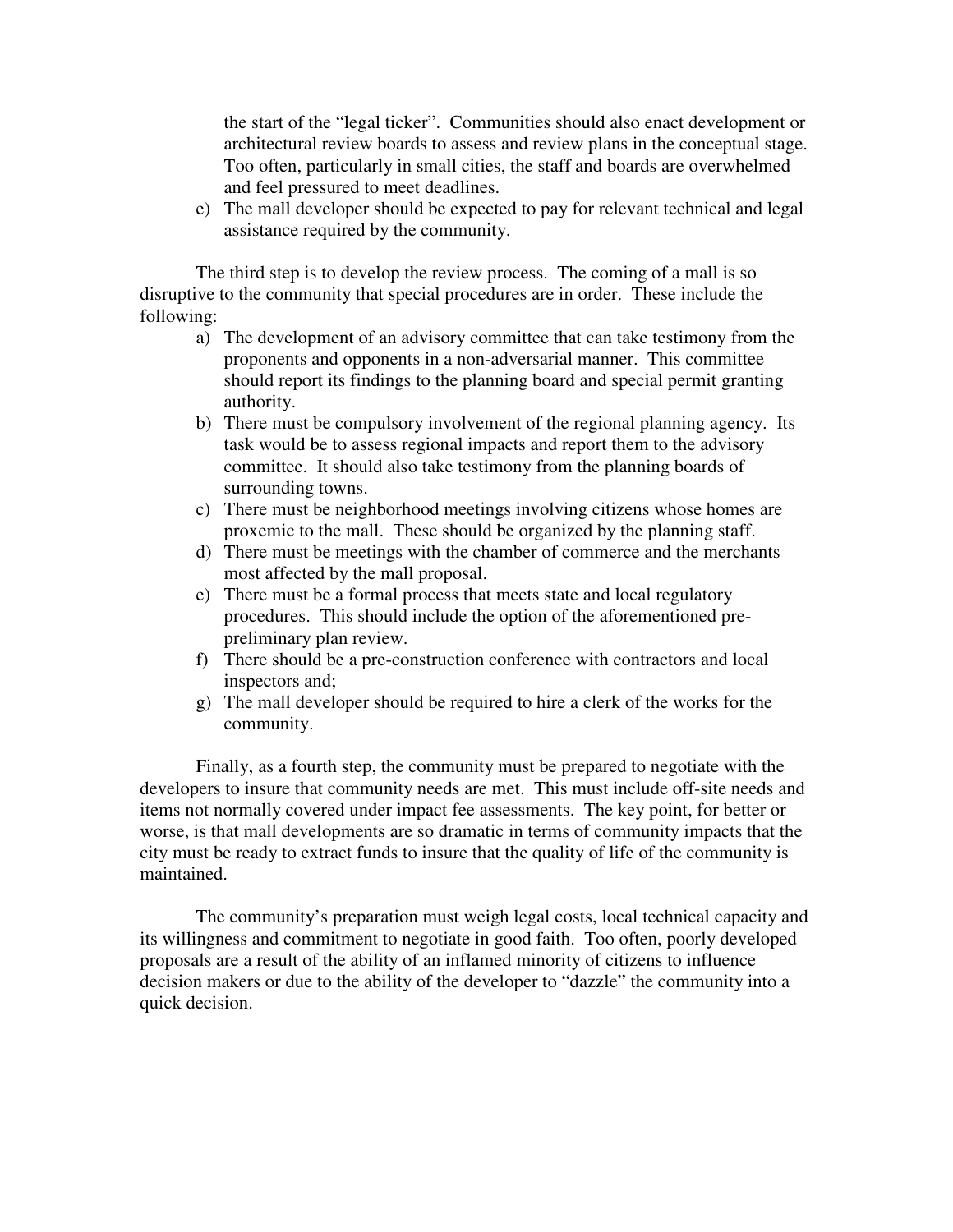the start of the "legal ticker". Communities should also enact development or architectural review boards to assess and review plans in the conceptual stage. Too often, particularly in small cities, the staff and boards are overwhelmed and feel pressured to meet deadlines.

e) The mall developer should be expected to pay for relevant technical and legal assistance required by the community.

The third step is to develop the review process. The coming of a mall is so disruptive to the community that special procedures are in order. These include the following:

a) The development of an advisory committee that can take testimony from the proponents and opponents in a non-adversarial manner. This committee should report its findings to the planning board and special permit granting authority.
b) There must be compulsory involvement of the regional planning agency. Its task would be to assess regional impacts and report them to the advisory committee. It should also take testimony from the planning boards of surrounding towns.
c) There must be neighborhood meetings involving citizens whose homes are proxemic to the mall. These should be organized by the planning staff.
d) There must be meetings with the chamber of commerce and the merchants most affected by the mall proposal.
e) There must be a formal process that meets state and local regulatory procedures. This should include the option of the aforementioned pre-preliminary plan review.
f) There should be a pre-construction conference with contractors and local inspectors and;
g) The mall developer should be required to hire a clerk of the works for the community.

Finally, as a fourth step, the community must be prepared to negotiate with the developers to insure that community needs are met. This must include off-site needs and items not normally covered under impact fee assessments. The key point, for better or worse, is that mall developments are so dramatic in terms of community impacts that the city must be ready to extract funds to insure that the quality of life of the community is maintained.

The community's preparation must weigh legal costs, local technical capacity and its willingness and commitment to negotiate in good faith. Too often, poorly developed proposals are a result of the ability of an inflamed minority of citizens to influence decision makers or due to the ability of the developer to "dazzle" the community into a quick decision.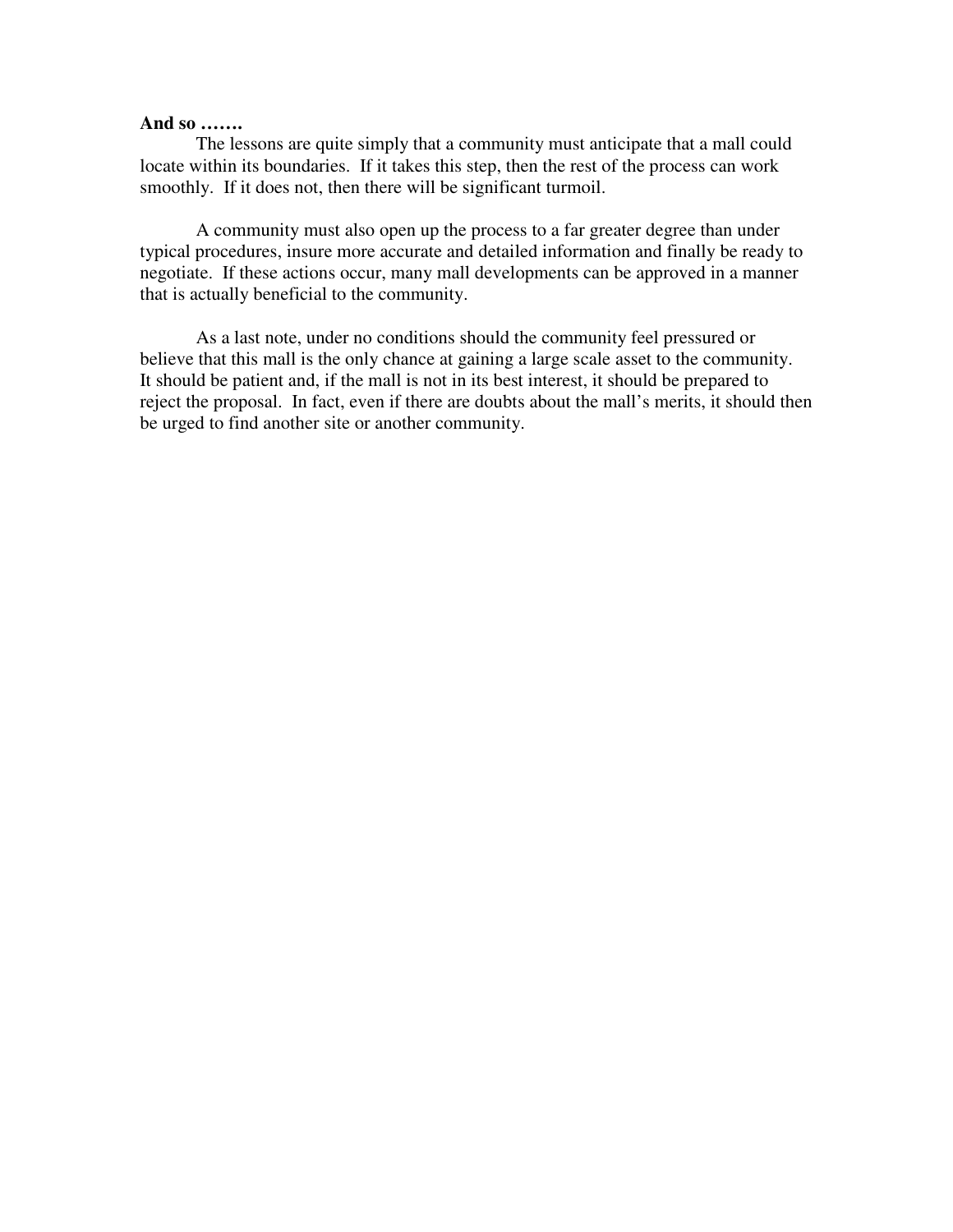**And so …….**

The lessons are quite simply that a community must anticipate that a mall could locate within its boundaries. If it takes this step, then the rest of the process can work smoothly. If it does not, then there will be significant turmoil.

A community must also open up the process to a far greater degree than under typical procedures, insure more accurate and detailed information and finally be ready to negotiate. If these actions occur, many mall developments can be approved in a manner that is actually beneficial to the community.

As a last note, under no conditions should the community feel pressured or believe that this mall is the only chance at gaining a large scale asset to the community. It should be patient and, if the mall is not in its best interest, it should be prepared to reject the proposal. In fact, even if there are doubts about the mall's merits, it should then be urged to find another site or another community.